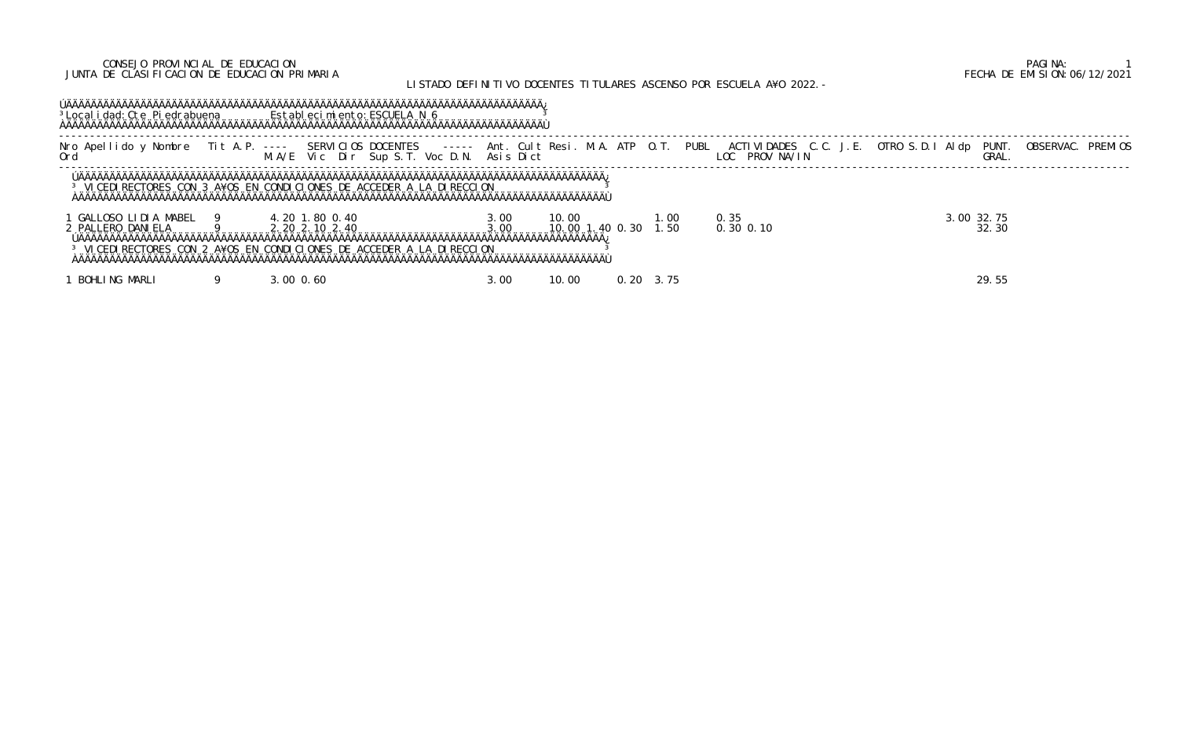CONSEJO PROVINCIAL DE EDUCACION
JUNTA DE CLASIFICACION DE EDUCACION PRIMARIA

FECHA DE EMISION: 06/12/2021

## LISTADO DEFINITIVO DOCENTES TITULARES ASCENSO POR ESCUELA AÑO 2022.-

**Localidad:** Cte Piedrabuena  **Establecimiento:** ESCUELA N 6

### VICEDIRECTORES CON 3 AÑOS EN CONDICIONES DE ACCEDER A LA DIRECCION

| Nro Ord | Apellido y Nombre | Tit | A.P. | M.A/E | Vic | Dir | Sup | S.T. | Voc | D.N. | Asis | Dict | Ant. | Cult | Resi. | M.A. | ATP | O.T. | PUBL | LOC | PROV | NA/IN | C.C. | J.E. | OTRO | S.D.I | Aldp | PUNT. GRAL. | OBSERVAC. | PREMIOS |
|---|---|---|---|---|---|---|---|---|---|---|---|---|---|---|---|---|---|---|---|---|---|---|---|---|---|---|---|---|---|---|
| 1 | GALLOSO LIDIA MABEL | 9 | | 4.20 | 1.80 | 0.40 | | | | | 3.00 | | 10.00 | | | | | 1.00 | | 0.35 | | | | | | | 3.00 | 32.75 | | |
| 2 | PALLERO DANIELA | 9 | | 2.20 | 2.10 | 2.40 | | | | | 3.00 | | 10.00 | | 1.40 | 0.30 | | 1.50 | | 0.30 | 0.10 | | | | | | | 32.30 | | |

### VICEDIRECTORES CON 2 AÑOS EN CONDICIONES DE ACCEDER A LA DIRECCION

| Nro Ord | Apellido y Nombre | Tit | A.P. | M.A/E | Vic | Dir | Sup | S.T. | Voc | D.N. | Asis | Dict | Ant. | Cult | Resi. | M.A. | ATP | O.T. | PUBL | LOC | PROV | NA/IN | C.C. | J.E. | OTRO | S.D.I | Aldp | PUNT. GRAL. | OBSERVAC. | PREMIOS |
|---|---|---|---|---|---|---|---|---|---|---|---|---|---|---|---|---|---|---|---|---|---|---|---|---|---|---|---|---|---|---|
| 1 | BOHLING MARLI | 9 | | 3.00 | 0.60 | | | | | | 3.00 | | 10.00 | | | | 0.20 | 3.75 | | | | | | | | | | 29.55 | | |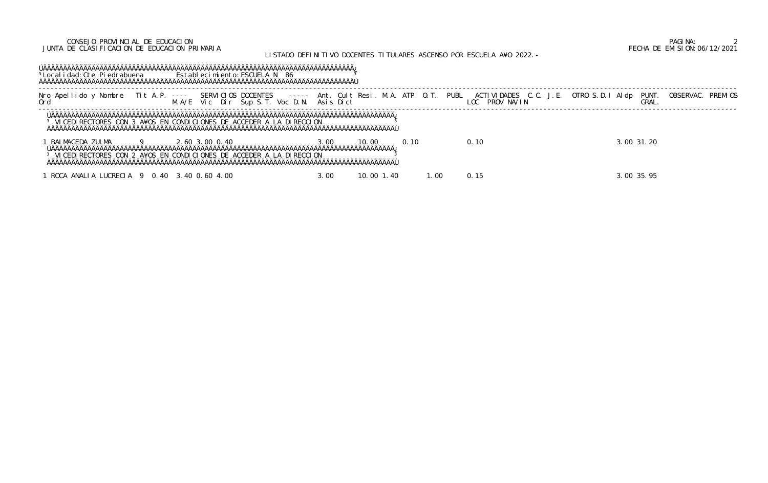CONSEJO PROVINCIAL DE EDUCACION
JUNTA DE CLASIFICACION DE EDUCACION PRIMARIA

PAGINA: 2
FECHA DE EMISION: 06/12/2021

LISTADO DEFINITIVO DOCENTES TITULARES ASCENSO POR ESCUELA A¥O 2022.-

Localidad: Cte Piedrabuena    Establecimiento: ESCUELA N 86

| Nro Ord | Apellido y Nombre | Tit | A.P. | SERVICIOS DOCENTES M.A/E | Vic | Dir | Sup | S.T. | Voc | D.N. | Ant. Asis | Cult Dict | Resi. | M.A. | ATP | O.T. | PUBL | ACTIVIDADES LOC | PROV | NA/IN | C.C. | J.E. | OTRO | S.D.I | Aldp | PUNT. GRAL. | OBSERVAC. | PREMIOS |
|---|---|---|---|---|---|---|---|---|---|---|---|---|---|---|---|---|---|---|---|---|---|---|---|---|---|---|---|---|
| **VICEDIRECTORES CON 3 A¥OS EN CONDICIONES DE ACCEDER A LA DIRECCION** | | | | | | | | | | | | | | | | | | | | | | | | | | | | |
| 1 | BALMACEDA ZULMA | 9 | | 2.60 | 3.00 | 0.40 | | | | | 3.00 | | 10.00 | | 0.10 | | | 0.10 | | | | | | | 3.00 | 31.20 | | |
| **VICEDIRECTORES CON 2 A¥OS EN CONDICIONES DE ACCEDER A LA DIRECCION** | | | | | | | | | | | | | | | | | | | | | | | | | | | | |
| 1 | ROCA ANALIA LUCRECIA | 9 | 0.40 | 3.40 | 0.60 | 4.00 | | | | | 3.00 | | 10.00 | 1.40 | | 1.00 | | 0.15 | | | | | | | 3.00 | 35.95 | | |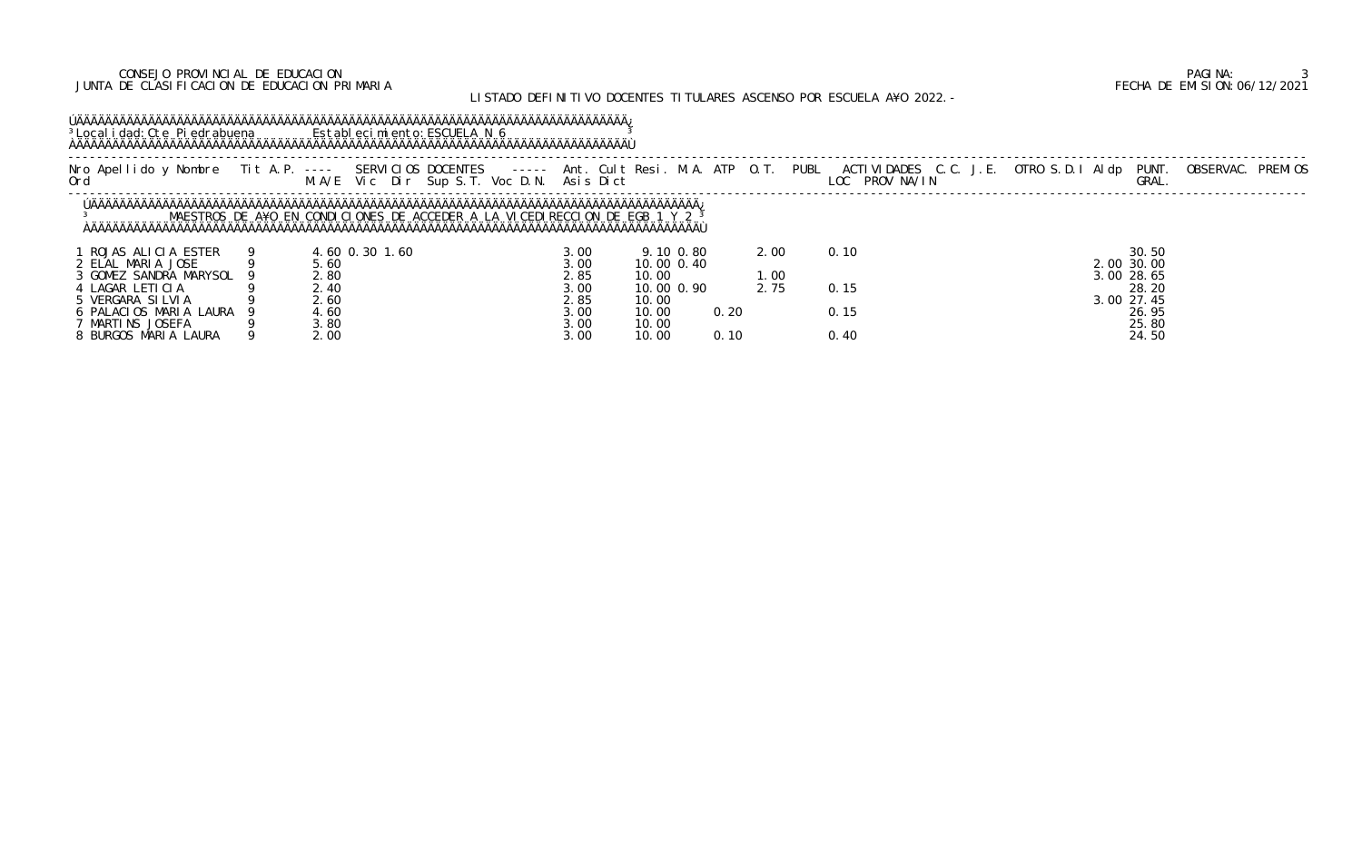CONSEJO PROVINCIAL DE EDUCACION
JUNTA DE CLASIFICACION DE EDUCACION PRIMARIA

FECHA DE EMISION:06/12/2021

LISTADO DEFINITIVO DOCENTES TITULARES ASCENSO POR ESCUELA A¥O 2022.-

Localidad: Cte Piedrabuena Establecimiento: ESCUELA N 6

MAESTROS DE A¥O EN CONDICIONES DE ACCEDER A LA VICEDIRECCION DE EGB 1 Y 2

| Nro Ord | Apellido y Nombre | Tit | A.P. | SERVICIOS DOCENTES M.A/E | Vic | Dir | Sup | S.T. | Voc | D.N. | Ant. Asis | Cult Dict | Resi | M.A. | ATP | O.T. | PUBL | ACTIVIDADES LOC | PROV | NA/IN | C.C. | J.E. | OTRO | S.D.I | Aldp | PUNT. GRAL. | OBSERVAC. | PREMIOS |
|---|---|---|---|---|---|---|---|---|---|---|---|---|---|---|---|---|---|---|---|---|---|---|---|---|---|---|---|---|
| 1 | ROJAS ALICIA ESTER | 9 | | 4.60 | 0.30 | 1.60 | | | | | 3.00 | 9.10 | 0.80 | | | 2.00 | | 0.10 | | | | | | | | 30.50 | | |
| 2 | ELAL MARIA JOSE | 9 | | 5.60 | | | | | | | 3.00 | 10.00 | 0.40 | | | | | | | | | | | | 2.00 | 30.00 | | |
| 3 | GOMEZ SANDRA MARYSOL | 9 | | 2.80 | | | | | | | 2.85 | 10.00 | | | | 1.00 | | | | | | | | | 3.00 | 28.65 | | |
| 4 | LAGAR LETICIA | 9 | | 2.40 | | | | | | | 3.00 | 10.00 | 0.90 | | | 2.75 | | 0.15 | | | | | | | | 28.20 | | |
| 5 | VERGARA SILVIA | 9 | | 2.60 | | | | | | | 2.85 | 10.00 | | | | | | | | | | | | | 3.00 | 27.45 | | |
| 6 | PALACIOS MARIA LAURA | 9 | | 4.60 | | | | | | | 3.00 | 10.00 | | | 0.20 | | | 0.15 | | | | | | | | 26.95 | | |
| 7 | MARTINS JOSEFA | 9 | | 3.80 | | | | | | | 3.00 | 10.00 | | | | | | | | | | | | | | 25.80 | | |
| 8 | BURGOS MARIA LAURA | 9 | | 2.00 | | | | | | | 3.00 | 10.00 | | | 0.10 | | | 0.40 | | | | | | | | 24.50 | | |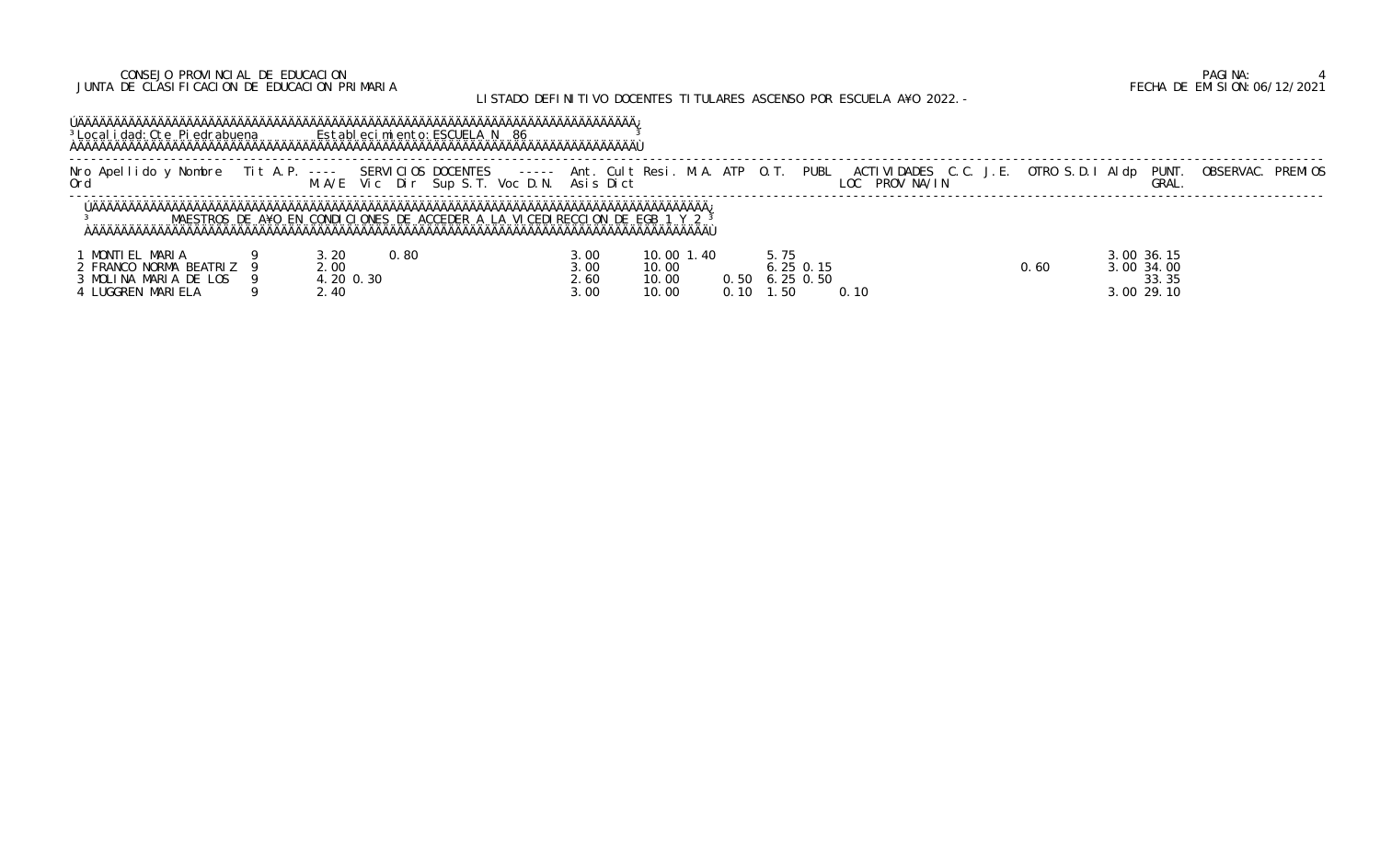CONSEJO PROVINCIAL DE EDUCACION
JUNTA DE CLASIFICACION DE EDUCACION PRIMARIA

FECHA DE EMISION:06/12/2021

LISTADO DEFINITIVO DOCENTES TITULARES ASCENSO POR ESCUELA A¥O 2022.-

Localidad: Cte Piedrabuena Establecimiento: ESCUELA N 86

MAESTROS DE A¥O EN CONDICIONES DE ACCEDER A LA VICEDIRECCION DE EGB 1 Y 2

| Nro Ord | Apellido y Nombre | Tit | A.P. | M.A/E | Vic | Dir | Sup | S.T. | Voc | D.N. | Ant. Asis | Cult Dict | Resi. | M.A. | ATP | O.T. | PUBL | ACTIVIDADES LOC | PROV | NA/IN | C.C. | J.E. | OTRO | S.D.I | Aldp | PUNT. GRAL. | OBSERVAC. | PREMIOS |
|---|---|---|---|---|---|---|---|---|---|---|---|---|---|---|---|---|---|---|---|---|---|---|---|---|---|---|---|---|
| 1 | MONTIEL MARIA | 9 | | 3.20 | | 0.80 | | | | | 3.00 | 10.00 | 1.40 | | | 5.75 | | | | | | | | | 3.00 | 36.15 | | |
| 2 | FRANCO NORMA BEATRIZ | 9 | | 2.00 | | | | | | | 3.00 | 10.00 | | | | 6.25 | 0.15 | | | | | | 0.60 | | 3.00 | 34.00 | | |
| 3 | MOLINA MARIA DE LOS | 9 | | 4.20 | 0.30 | | | | | | 2.60 | 10.00 | | | 0.50 | 6.25 | 0.50 | | | | | | | | | 33.35 | | |
| 4 | LUGGREN MARIELA | 9 | | 2.40 | | | | | | | 3.00 | 10.00 | | | 0.10 | 1.50 | | 0.10 | | | | | | | 3.00 | 29.10 | | |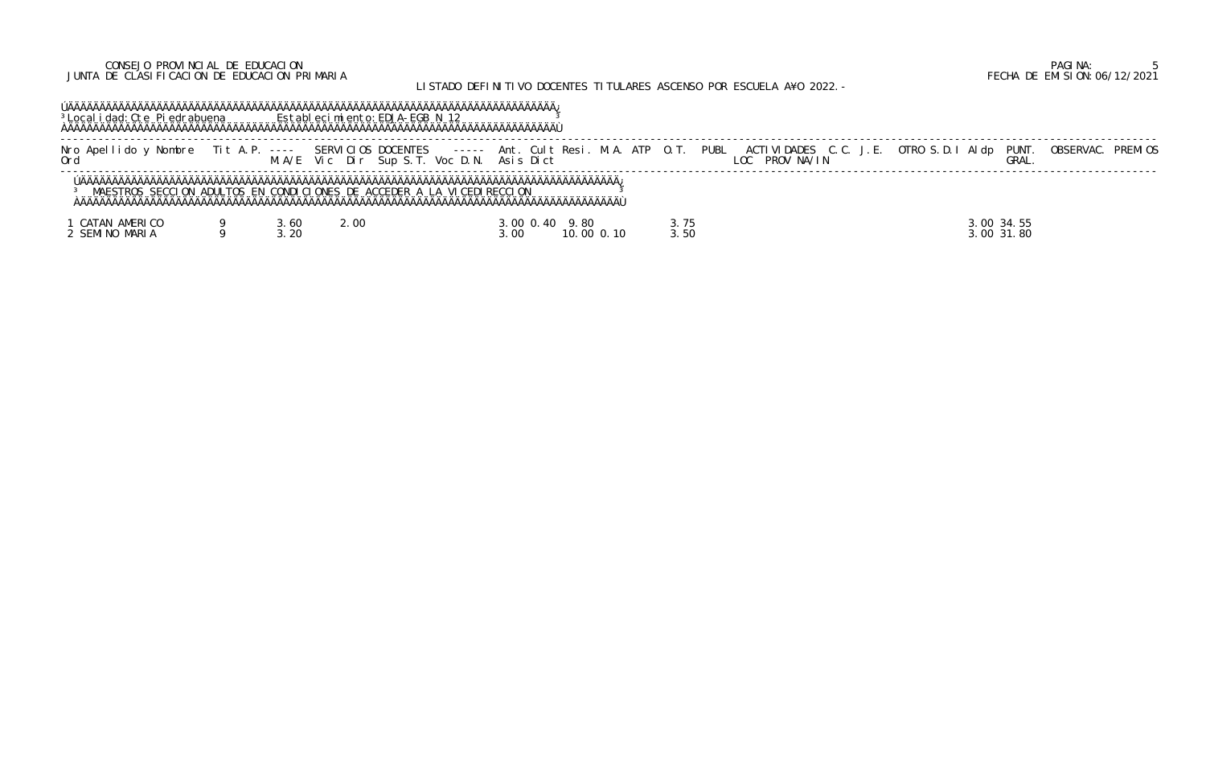LISTADO DEFINITIVO DOCENTES TITULARES ASCENSO POR ESCUELA AÑO 2022.-

Localidad: Cte Piedrabuena — Establecimiento: EDJA-EGB N 12

MAESTROS SECCION ADULTOS EN CONDICIONES DE ACCEDER A LA VICEDIRECCION

| Nro Ord | Apellido y Nombre | Tit | A.P. | M.A/E | Vic | Dir | Sup | S.T. | Voc | D.N. | Ant. Asis | Cult Dict | Resi. | M.A. | ATP | O.T. | PUBL | ACTIVIDADES LOC | PROV | NA/IN | C.C. | J.E. | OTRO | S.D.I | Aldp | PUNT. GRAL. | OBSERVAC. | PREMIOS |
|---|---|---|---|---|---|---|---|---|---|---|---|---|---|---|---|---|---|---|---|---|---|---|---|---|---|---|---|---|
| 1 | CATAN AMERICO | 9 | | 3.60 | | 2.00 | | | | | 3.00 | 0.40 | 9.80 | | | 3.75 | | | | | | | | | 3.00 | 34.55 | | |
| 2 | SEMINO MARIA | 9 | | 3.20 | | | | | | | 3.00 | | 10.00 | 0.10 | | 3.50 | | | | | | | | | 3.00 | 31.80 | | |